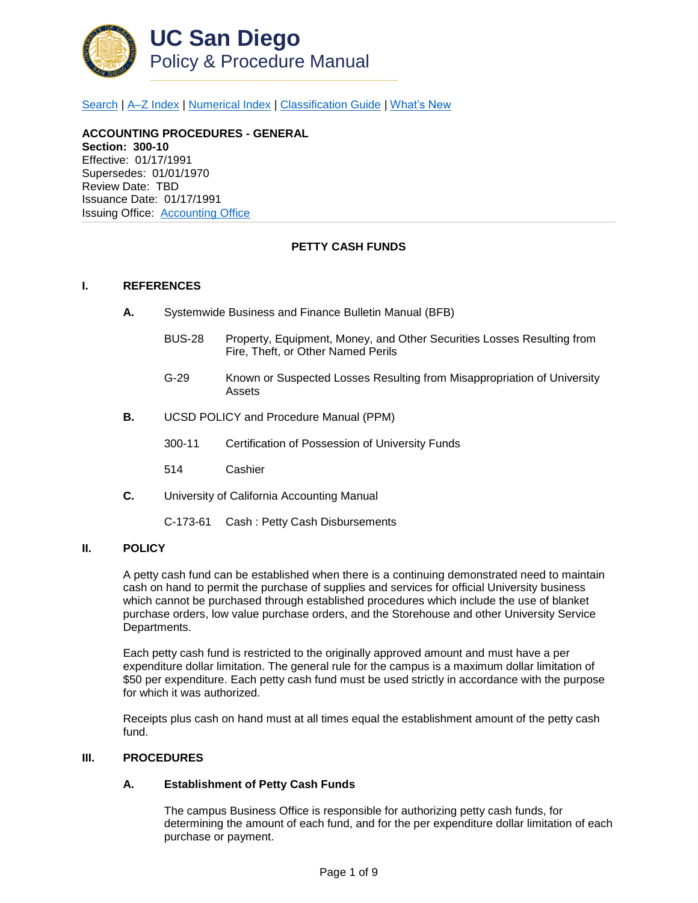# UC San Diego
## Policy & Procedure Manual

[Search](#) | [A–Z Index](#) | [Numerical Index](#) | [Classification Guide](#) | [What's New](#)

**ACCOUNTING PROCEDURES - GENERAL**
**Section: 300-10**
Effective: 01/17/1991
Supersedes: 01/01/1970
Review Date: TBD
Issuance Date: 01/17/1991
Issuing Office: [Accounting Office](#)

---

### PETTY CASH FUNDS

#### I. REFERENCES

**A.** Systemwide Business and Finance Bulletin Manual (BFB)

BUS-28 Property, Equipment, Money, and Other Securities Losses Resulting from Fire, Theft, or Other Named Perils

G-29 Known or Suspected Losses Resulting from Misappropriation of University Assets

**B.** UCSD POLICY and Procedure Manual (PPM)

300-11 Certification of Possession of University Funds

514 Cashier

**C.** University of California Accounting Manual

C-173-61 Cash : Petty Cash Disbursements

#### II. POLICY

A petty cash fund can be established when there is a continuing demonstrated need to maintain cash on hand to permit the purchase of supplies and services for official University business which cannot be purchased through established procedures which include the use of blanket purchase orders, low value purchase orders, and the Storehouse and other University Service Departments.

Each petty cash fund is restricted to the originally approved amount and must have a per expenditure dollar limitation. The general rule for the campus is a maximum dollar limitation of $50 per expenditure. Each petty cash fund must be used strictly in accordance with the purpose for which it was authorized.

Receipts plus cash on hand must at all times equal the establishment amount of the petty cash fund.

#### III. PROCEDURES

**A. Establishment of Petty Cash Funds**

The campus Business Office is responsible for authorizing petty cash funds, for determining the amount of each fund, and for the per expenditure dollar limitation of each purchase or payment.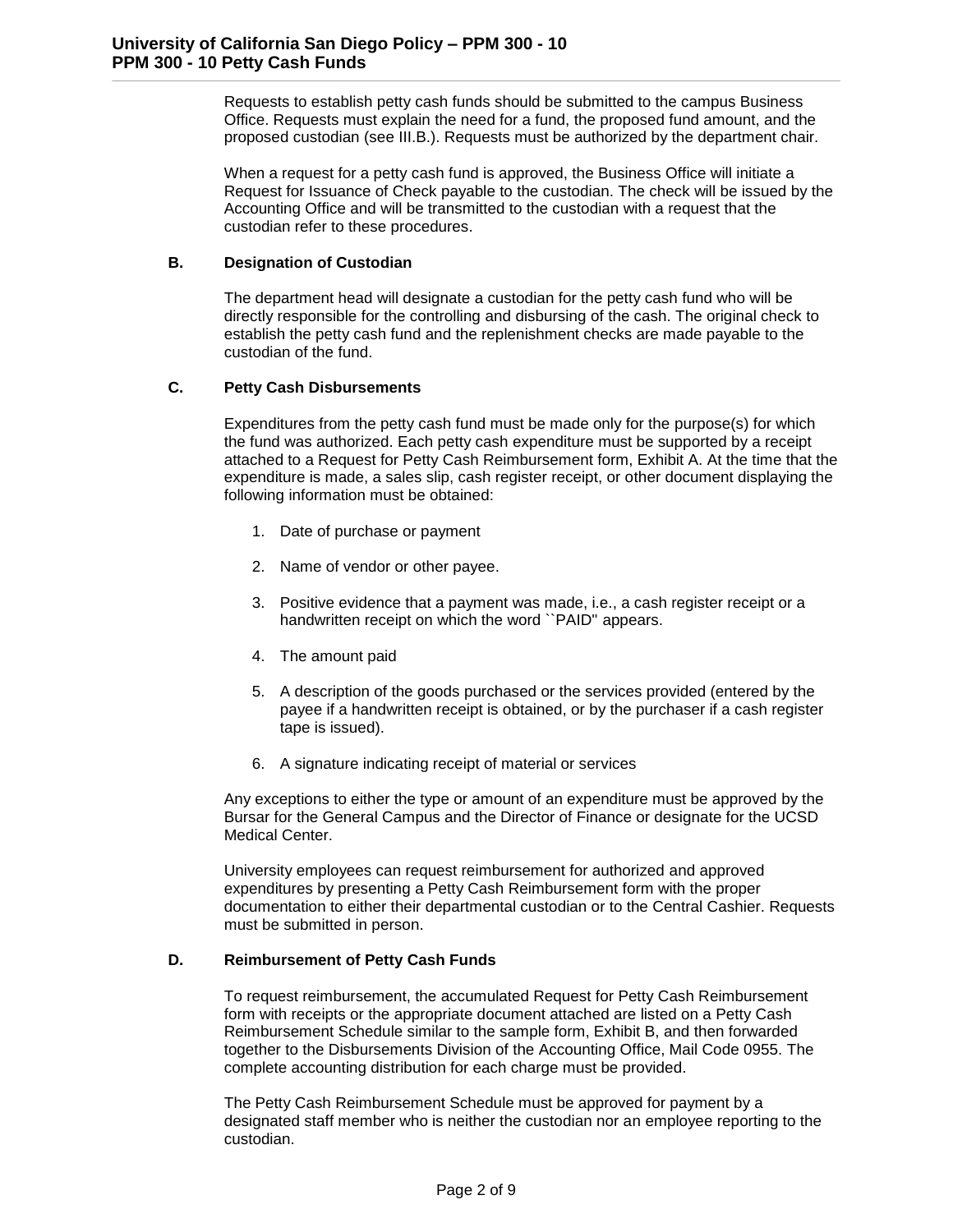Requests to establish petty cash funds should be submitted to the campus Business Office. Requests must explain the need for a fund, the proposed fund amount, and the proposed custodian (see III.B.). Requests must be authorized by the department chair.

When a request for a petty cash fund is approved, the Business Office will initiate a Request for Issuance of Check payable to the custodian. The check will be issued by the Accounting Office and will be transmitted to the custodian with a request that the custodian refer to these procedures.

### B. Designation of Custodian

The department head will designate a custodian for the petty cash fund who will be directly responsible for the controlling and disbursing of the cash. The original check to establish the petty cash fund and the replenishment checks are made payable to the custodian of the fund.

### C. Petty Cash Disbursements

Expenditures from the petty cash fund must be made only for the purpose(s) for which the fund was authorized. Each petty cash expenditure must be supported by a receipt attached to a Request for Petty Cash Reimbursement form, Exhibit A. At the time that the expenditure is made, a sales slip, cash register receipt, or other document displaying the following information must be obtained:

1. Date of purchase or payment
2. Name of vendor or other payee.
3. Positive evidence that a payment was made, i.e., a cash register receipt or a handwritten receipt on which the word ``PAID'' appears.
4. The amount paid
5. A description of the goods purchased or the services provided (entered by the payee if a handwritten receipt is obtained, or by the purchaser if a cash register tape is issued).
6. A signature indicating receipt of material or services

Any exceptions to either the type or amount of an expenditure must be approved by the Bursar for the General Campus and the Director of Finance or designate for the UCSD Medical Center.

University employees can request reimbursement for authorized and approved expenditures by presenting a Petty Cash Reimbursement form with the proper documentation to either their departmental custodian or to the Central Cashier. Requests must be submitted in person.

### D. Reimbursement of Petty Cash Funds

To request reimbursement, the accumulated Request for Petty Cash Reimbursement form with receipts or the appropriate document attached are listed on a Petty Cash Reimbursement Schedule similar to the sample form, Exhibit B, and then forwarded together to the Disbursements Division of the Accounting Office, Mail Code 0955. The complete accounting distribution for each charge must be provided.

The Petty Cash Reimbursement Schedule must be approved for payment by a designated staff member who is neither the custodian nor an employee reporting to the custodian.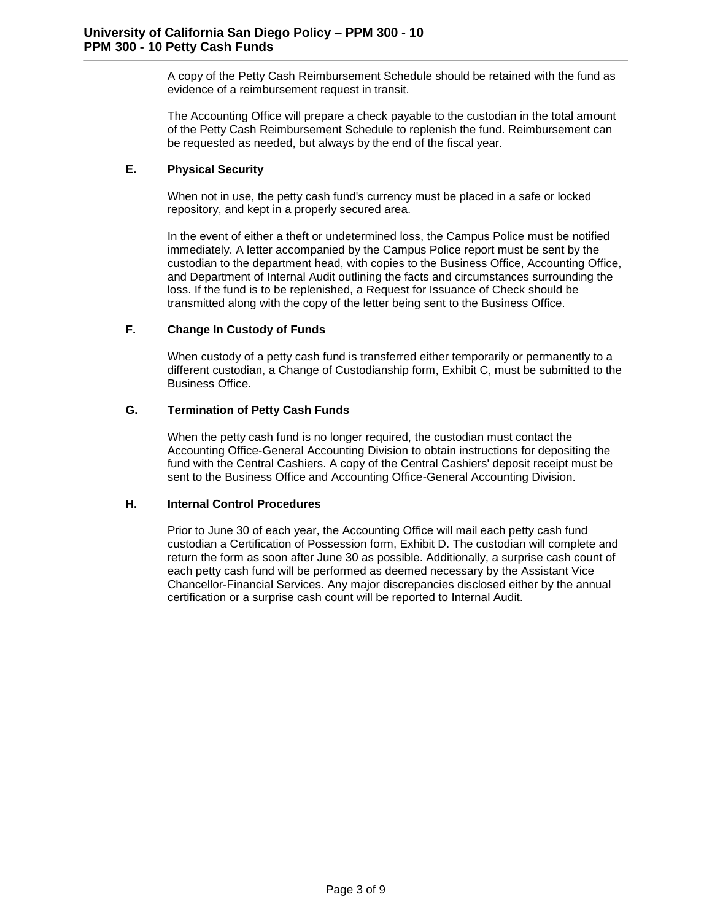A copy of the Petty Cash Reimbursement Schedule should be retained with the fund as evidence of a reimbursement request in transit.

The Accounting Office will prepare a check payable to the custodian in the total amount of the Petty Cash Reimbursement Schedule to replenish the fund. Reimbursement can be requested as needed, but always by the end of the fiscal year.

### E. Physical Security

When not in use, the petty cash fund's currency must be placed in a safe or locked repository, and kept in a properly secured area.

In the event of either a theft or undetermined loss, the Campus Police must be notified immediately. A letter accompanied by the Campus Police report must be sent by the custodian to the department head, with copies to the Business Office, Accounting Office, and Department of Internal Audit outlining the facts and circumstances surrounding the loss. If the fund is to be replenished, a Request for Issuance of Check should be transmitted along with the copy of the letter being sent to the Business Office.

### F. Change In Custody of Funds

When custody of a petty cash fund is transferred either temporarily or permanently to a different custodian, a Change of Custodianship form, Exhibit C, must be submitted to the Business Office.

### G. Termination of Petty Cash Funds

When the petty cash fund is no longer required, the custodian must contact the Accounting Office-General Accounting Division to obtain instructions for depositing the fund with the Central Cashiers. A copy of the Central Cashiers' deposit receipt must be sent to the Business Office and Accounting Office-General Accounting Division.

### H. Internal Control Procedures

Prior to June 30 of each year, the Accounting Office will mail each petty cash fund custodian a Certification of Possession form, Exhibit D. The custodian will complete and return the form as soon after June 30 as possible. Additionally, a surprise cash count of each petty cash fund will be performed as deemed necessary by the Assistant Vice Chancellor-Financial Services. Any major discrepancies disclosed either by the annual certification or a surprise cash count will be reported to Internal Audit.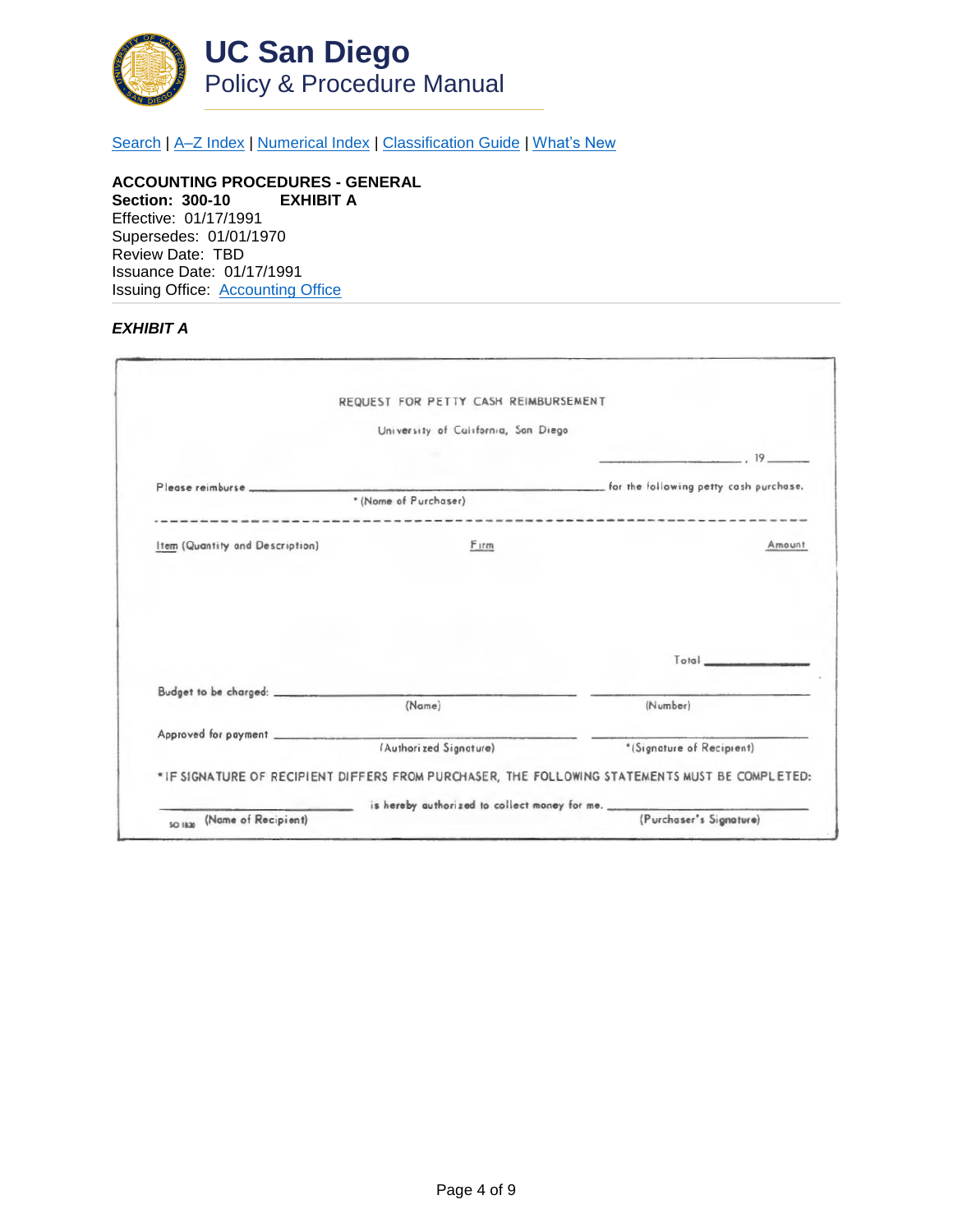# UC San Diego
## Policy & Procedure Manual

Search | A–Z Index | Numerical Index | Classification Guide | What's New

**ACCOUNTING PROCEDURES - GENERAL**
**Section: 300-10 EXHIBIT A**
Effective: 01/17/1991
Supersedes: 01/01/1970
Review Date: TBD
Issuance Date: 01/17/1991
Issuing Office: Accounting Office

---

***EXHIBIT A***

REQUEST FOR PETTY CASH REIMBURSEMENT

University of California, San Diego

\_\_\_\_\_\_\_\_\_\_\_\_\_\_\_\_\_\_, 19\_\_\_\_

Please reimburse \_\_\_\_\_\_\_\_\_\_\_\_\_\_\_\_\_\_\_\_\_\_\_\_\_\_\_\_\_\_\_\_ for the following petty cash purchase.
* (Name of Purchaser)

- - - - - - - - - - - - - - - - - - - - - - - - - - - - - - - - - - - - - - - -

| Item (Quantity and Description) | Firm | Amount |
|---|---|---|
| | | |
| | Total | |

Budget to be charged: \_\_\_\_\_\_\_\_\_\_\_\_\_\_\_\_\_\_\_\_\_\_\_\_ \_\_\_\_\_\_\_\_\_\_\_\_\_\_\_\_\_\_\_\_
(Name) (Number)

Approved for payment \_\_\_\_\_\_\_\_\_\_\_\_\_\_\_\_\_\_\_\_\_\_\_\_ \_\_\_\_\_\_\_\_\_\_\_\_\_\_\_\_\_\_\_\_
(Authorized Signature) *(Signature of Recipient)

*IF SIGNATURE OF RECIPIENT DIFFERS FROM PURCHASER, THE FOLLOWING STATEMENTS MUST BE COMPLETED:

\_\_\_\_\_\_\_\_\_\_\_\_\_\_\_\_\_\_\_\_ is hereby authorized to collect money for me. \_\_\_\_\_\_\_\_\_\_\_\_\_\_\_\_\_\_\_\_
SO 1830 (Name of Recipient) (Purchaser's Signature)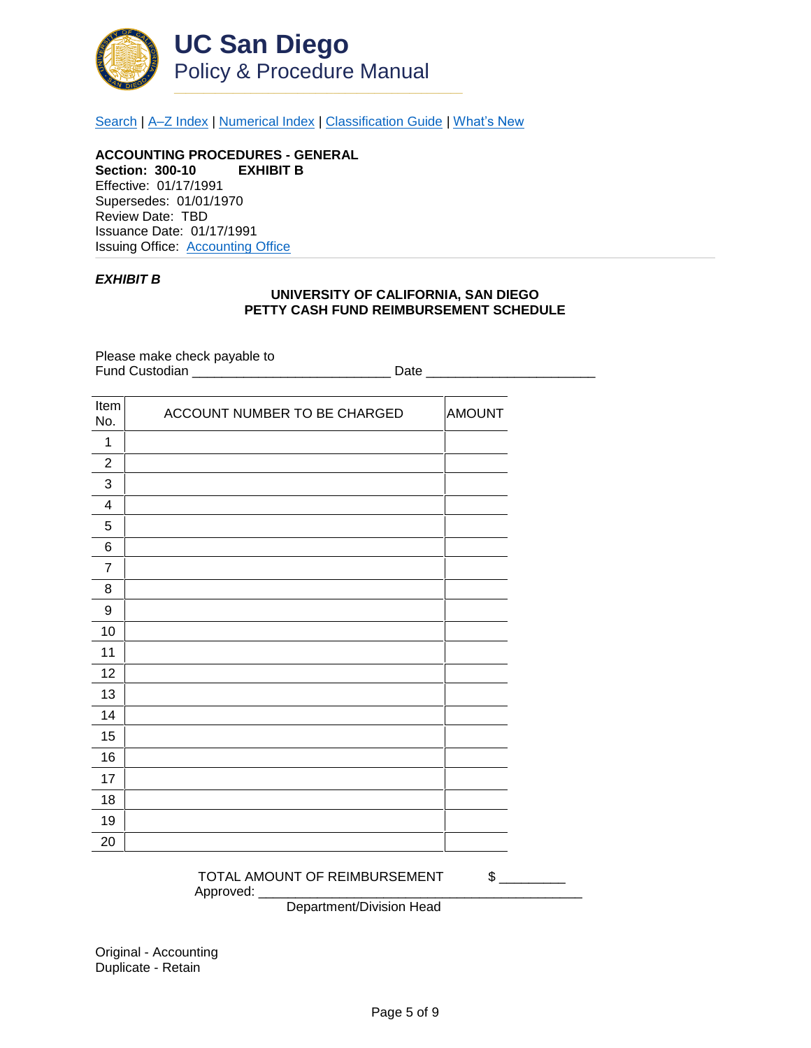# UC San Diego
## Policy & Procedure Manual

Search | A–Z Index | Numerical Index | Classification Guide | What's New

**ACCOUNTING PROCEDURES - GENERAL**
**Section: 300-10 EXHIBIT B**
Effective: 01/17/1991
Supersedes: 01/01/1970
Review Date: TBD
Issuance Date: 01/17/1991
Issuing Office: Accounting Office

***EXHIBIT B***

**UNIVERSITY OF CALIFORNIA, SAN DIEGO**
**PETTY CASH FUND REIMBURSEMENT SCHEDULE**

Please make check payable to
Fund Custodian ___________________________ Date ______________________

| Item No. | ACCOUNT NUMBER TO BE CHARGED | AMOUNT |
|---|---|---|
| 1 | | |
| 2 | | |
| 3 | | |
| 4 | | |
| 5 | | |
| 6 | | |
| 7 | | |
| 8 | | |
| 9 | | |
| 10 | | |
| 11 | | |
| 12 | | |
| 13 | | |
| 14 | | |
| 15 | | |
| 16 | | |
| 17 | | |
| 18 | | |
| 19 | | |
| 20 | | |

TOTAL AMOUNT OF REIMBURSEMENT $ _________
Approved: ____________________________________________
Department/Division Head

Original - Accounting
Duplicate - Retain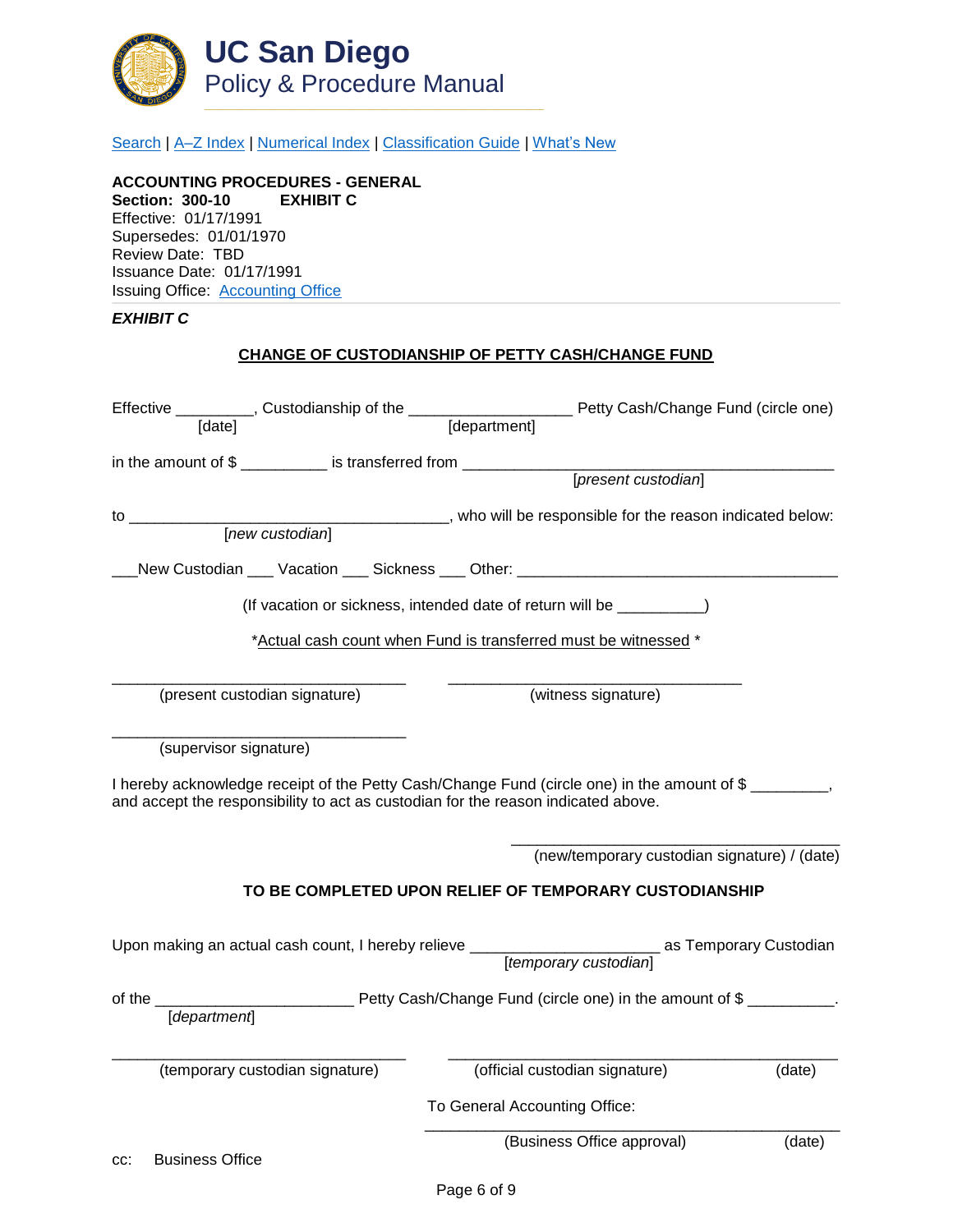# UC San Diego
## Policy & Procedure Manual

Search | A–Z Index | Numerical Index | Classification Guide | What's New

**ACCOUNTING PROCEDURES - GENERAL**
**Section: 300-10 EXHIBIT C**
Effective: 01/17/1991
Supersedes: 01/01/1970
Review Date: TBD
Issuance Date: 01/17/1991
Issuing Office: Accounting Office

***EXHIBIT C***

### CHANGE OF CUSTODIANSHIP OF PETTY CASH/CHANGE FUND

Effective _________, Custodianship of the ___________________ Petty Cash/Change Fund (circle one)
[date] [department]

in the amount of $ __________ is transferred from _____________________________________________
[*present custodian*]

to _____________________________________, who will be responsible for the reason indicated below:
[*new custodian*]

___New Custodian ___ Vacation ___ Sickness ___ Other: ______________________________________

(If vacation or sickness, intended date of return will be __________)

*Actual cash count when Fund is transferred must be witnessed *

___________________________________ ___________________________________
(present custodian signature) (witness signature)

___________________________________
(supervisor signature)

I hereby acknowledge receipt of the Petty Cash/Change Fund (circle one) in the amount of $ _________, and accept the responsibility to act as custodian for the reason indicated above.

_______________________________________
(new/temporary custodian signature) / (date)

**TO BE COMPLETED UPON RELIEF OF TEMPORARY CUSTODIANSHIP**

Upon making an actual cash count, I hereby relieve ______________________ as Temporary Custodian
[*temporary custodian*]

of the ______________________ Petty Cash/Change Fund (circle one) in the amount of $ __________.
[*department*]

___________________________________ _____________________________________________
(temporary custodian signature) (official custodian signature) (date)

To General Accounting Office:

_____________________________________________
(Business Office approval) (date)

cc: Business Office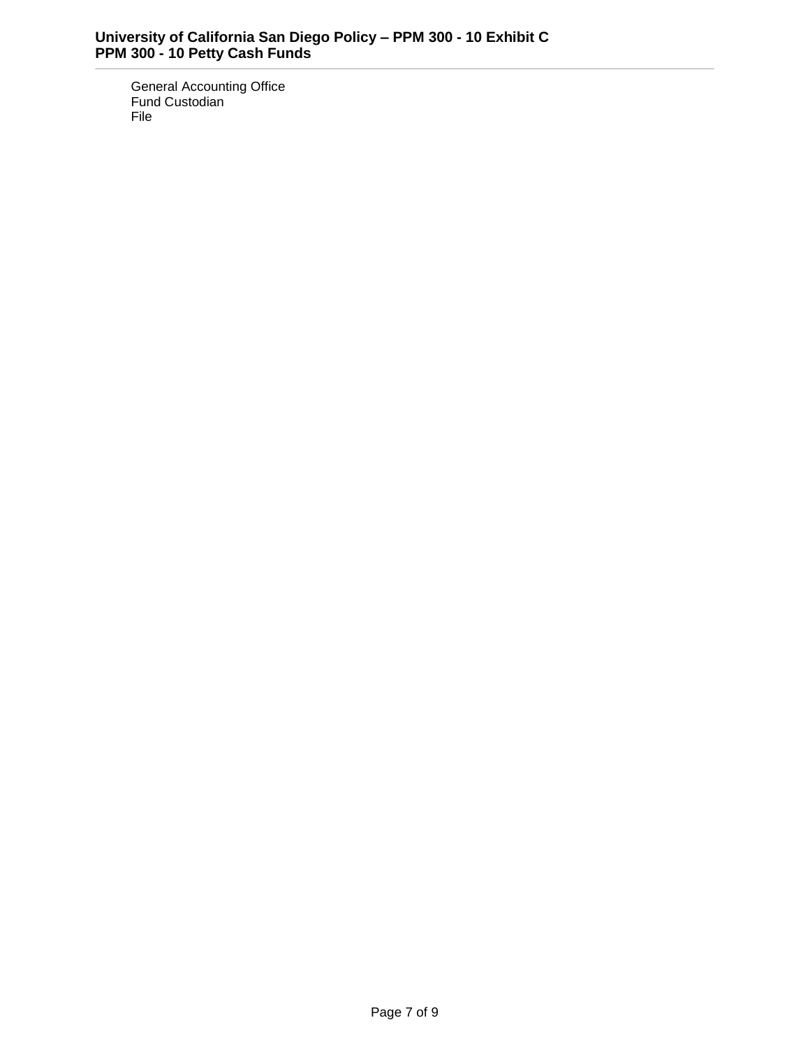General Accounting Office
Fund Custodian
File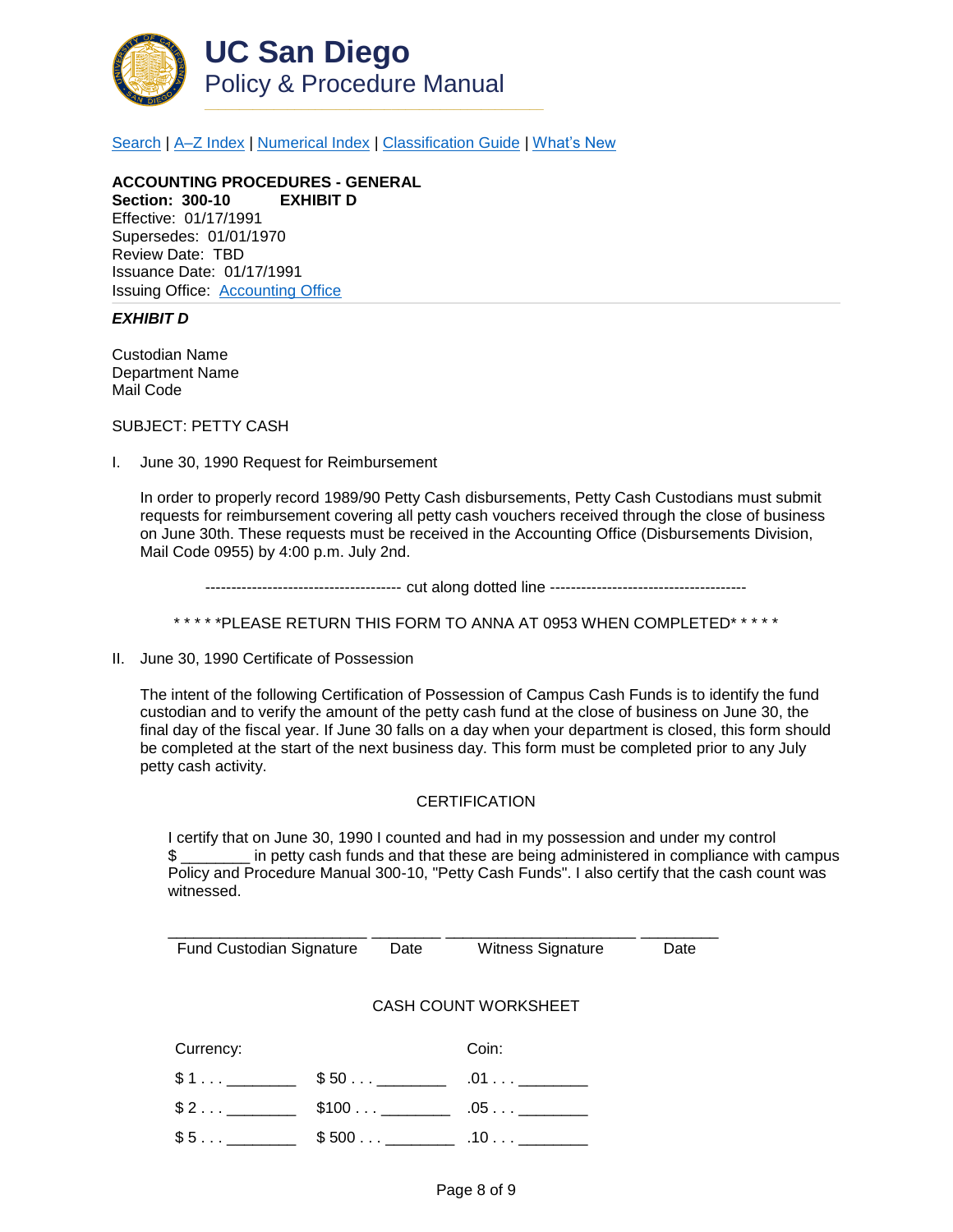# UC San Diego
## Policy & Procedure Manual

Search | A–Z Index | Numerical Index | Classification Guide | What's New

**ACCOUNTING PROCEDURES - GENERAL**
**Section: 300-10 EXHIBIT D**
Effective: 01/17/1991
Supersedes: 01/01/1970
Review Date: TBD
Issuance Date: 01/17/1991
Issuing Office: Accounting Office

***EXHIBIT D***

Custodian Name
Department Name
Mail Code

SUBJECT: PETTY CASH

I. June 30, 1990 Request for Reimbursement

In order to properly record 1989/90 Petty Cash disbursements, Petty Cash Custodians must submit requests for reimbursement covering all petty cash vouchers received through the close of business on June 30th. These requests must be received in the Accounting Office (Disbursements Division, Mail Code 0955) by 4:00 p.m. July 2nd.

------------------------------------- cut along dotted line -------------------------------------

* * * * *PLEASE RETURN THIS FORM TO ANNA AT 0953 WHEN COMPLETED* * * * *

II. June 30, 1990 Certificate of Possession

The intent of the following Certification of Possession of Campus Cash Funds is to identify the fund custodian and to verify the amount of the petty cash fund at the close of business on June 30, the final day of the fiscal year. If June 30 falls on a day when your department is closed, this form should be completed at the start of the next business day. This form must be completed prior to any July petty cash activity.

CERTIFICATION

I certify that on June 30, 1990 I counted and had in my possession and under my control $ ________ in petty cash funds and that these are being administered in compliance with campus Policy and Procedure Manual 300-10, "Petty Cash Funds". I also certify that the cash count was witnessed.

| ______________________ | ________ | ______________________ | ________ |
|---|---|---|---|
| Fund Custodian Signature | Date | Witness Signature | Date |

CASH COUNT WORKSHEET

| Currency: | | Coin: |
|---|---|---|
| $ 1 . . . ________ | $ 50 . . . ________ | .01 . . . ________ |
| $ 2 . . . ________ | $100 . . . ________ | .05 . . . ________ |
| $ 5 . . . ________ | $ 500 . . . ________ | .10 . . . ________ |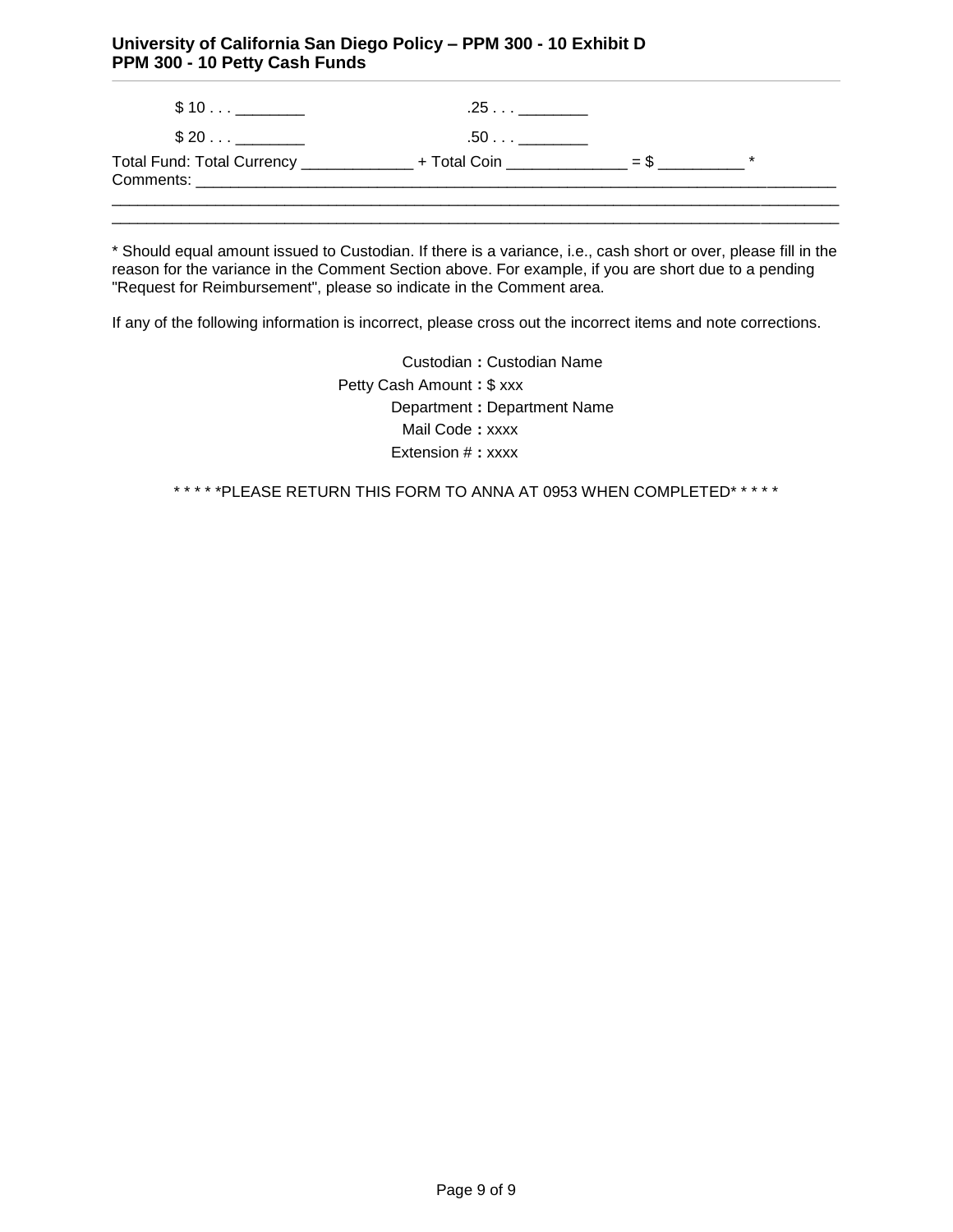$ 10 . . . ________ .25 . . . ________

$ 20 . . . ________ .50 . . . ________

Total Fund: Total Currency _____________ + Total Coin ______________ = $ __________ *

Comments: ______________________________________________________________________________

________________________________________________________________________________________

________________________________________________________________________________________

* Should equal amount issued to Custodian. If there is a variance, i.e., cash short or over, please fill in the reason for the variance in the Comment Section above. For example, if you are short due to a pending "Request for Reimbursement", please so indicate in the Comment area.

If any of the following information is incorrect, please cross out the incorrect items and note corrections.

Custodian **:** Custodian Name
Petty Cash Amount **:** $ xxx
Department **:** Department Name
Mail Code **:** xxxx
Extension # **:** xxxx

* * * * *PLEASE RETURN THIS FORM TO ANNA AT 0953 WHEN COMPLETED* * * * *